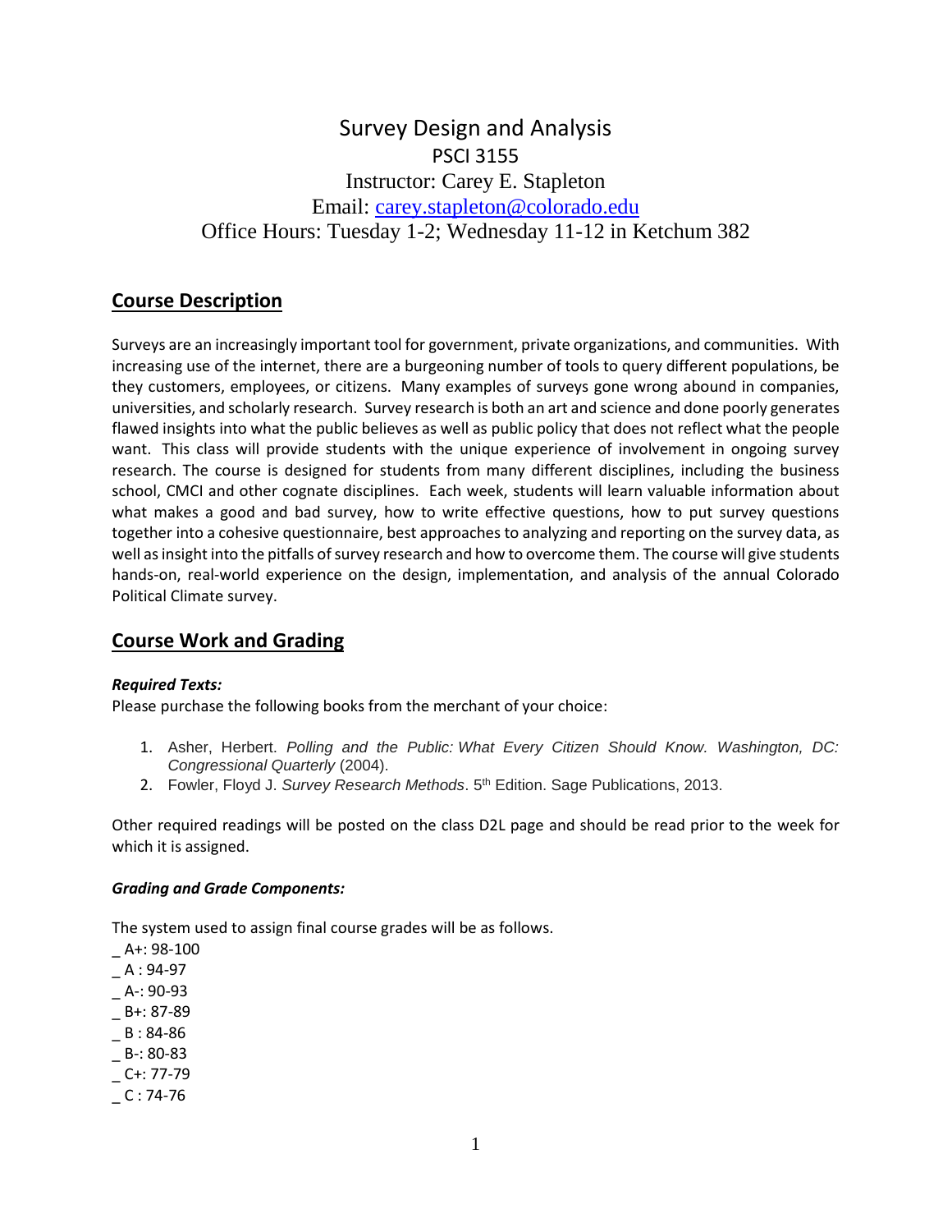# Survey Design and Analysis

PSCI 3155

Instructor: Carey E. Stapleton

Email: carey.stapleton@colorado.edu

Office Hours: Tuesday 1-2; Wednesday 11-12 in Ketchum 382

## Course Description

Surveys are an increasingly important tool for government, private organizations, and communities. With increasing use of the internet, there are a burgeoning number of tools to query different populations, be they customers, employees, or citizens. Many examples of surveys gone wrong abound in companies, universities, and scholarly research. Survey research is both an art and science and done poorly generates flawed insights into what the public believes as well as public policy that does not reflect what the people want. This class will provide students with the unique experience of involvement in ongoing survey research. The course is designed for students from many different disciplines, including the business school, CMCI and other cognate disciplines. Each week, students will learn valuable information about what makes a good and bad survey, how to write effective questions, how to put survey questions together into a cohesive questionnaire, best approaches to analyzing and reporting on the survey data, as well as insight into the pitfalls of survey research and how to overcome them. The course will give students hands-on, real-world experience on the design, implementation, and analysis of the annual Colorado Political Climate survey.

## Course Work and Grading

***Required Texts:***

Please purchase the following books from the merchant of your choice:

1. Asher, Herbert. *Polling and the Public: What Every Citizen Should Know. Washington, DC: Congressional Quarterly* (2004).
2. Fowler, Floyd J. *Survey Research Methods*. 5th Edition. Sage Publications, 2013.

Other required readings will be posted on the class D2L page and should be read prior to the week for which it is assigned.

***Grading and Grade Components:***

The system used to assign final course grades will be as follows.

_ A+: 98-100  
_ A : 94-97  
_ A-: 90-93  
_ B+: 87-89  
_ B : 84-86  
_ B-: 80-83  
_ C+: 77-79  
_ C : 74-76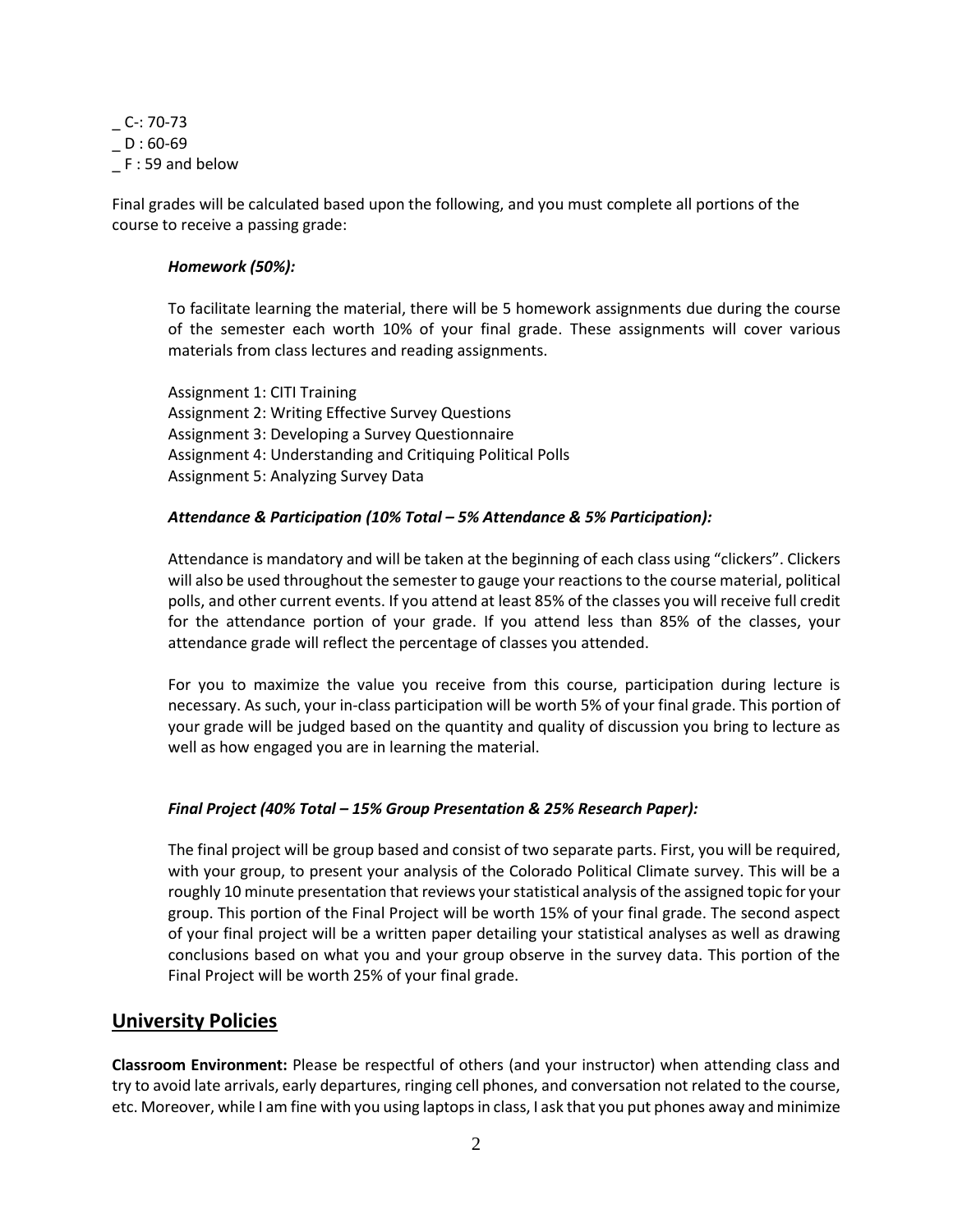_ C-: 70-73
_ D : 60-69
_ F : 59 and below

Final grades will be calculated based upon the following, and you must complete all portions of the course to receive a passing grade:

***Homework (50%):***

To facilitate learning the material, there will be 5 homework assignments due during the course of the semester each worth 10% of your final grade. These assignments will cover various materials from class lectures and reading assignments.

Assignment 1: CITI Training
Assignment 2: Writing Effective Survey Questions
Assignment 3: Developing a Survey Questionnaire
Assignment 4: Understanding and Critiquing Political Polls
Assignment 5: Analyzing Survey Data

***Attendance & Participation (10% Total – 5% Attendance & 5% Participation):***

Attendance is mandatory and will be taken at the beginning of each class using "clickers". Clickers will also be used throughout the semester to gauge your reactions to the course material, political polls, and other current events. If you attend at least 85% of the classes you will receive full credit for the attendance portion of your grade. If you attend less than 85% of the classes, your attendance grade will reflect the percentage of classes you attended.

For you to maximize the value you receive from this course, participation during lecture is necessary. As such, your in-class participation will be worth 5% of your final grade. This portion of your grade will be judged based on the quantity and quality of discussion you bring to lecture as well as how engaged you are in learning the material.

***Final Project (40% Total – 15% Group Presentation & 25% Research Paper):***

The final project will be group based and consist of two separate parts. First, you will be required, with your group, to present your analysis of the Colorado Political Climate survey. This will be a roughly 10 minute presentation that reviews your statistical analysis of the assigned topic for your group. This portion of the Final Project will be worth 15% of your final grade. The second aspect of your final project will be a written paper detailing your statistical analyses as well as drawing conclusions based on what you and your group observe in the survey data. This portion of the Final Project will be worth 25% of your final grade.

## University Policies

**Classroom Environment:** Please be respectful of others (and your instructor) when attending class and try to avoid late arrivals, early departures, ringing cell phones, and conversation not related to the course, etc. Moreover, while I am fine with you using laptops in class, I ask that you put phones away and minimize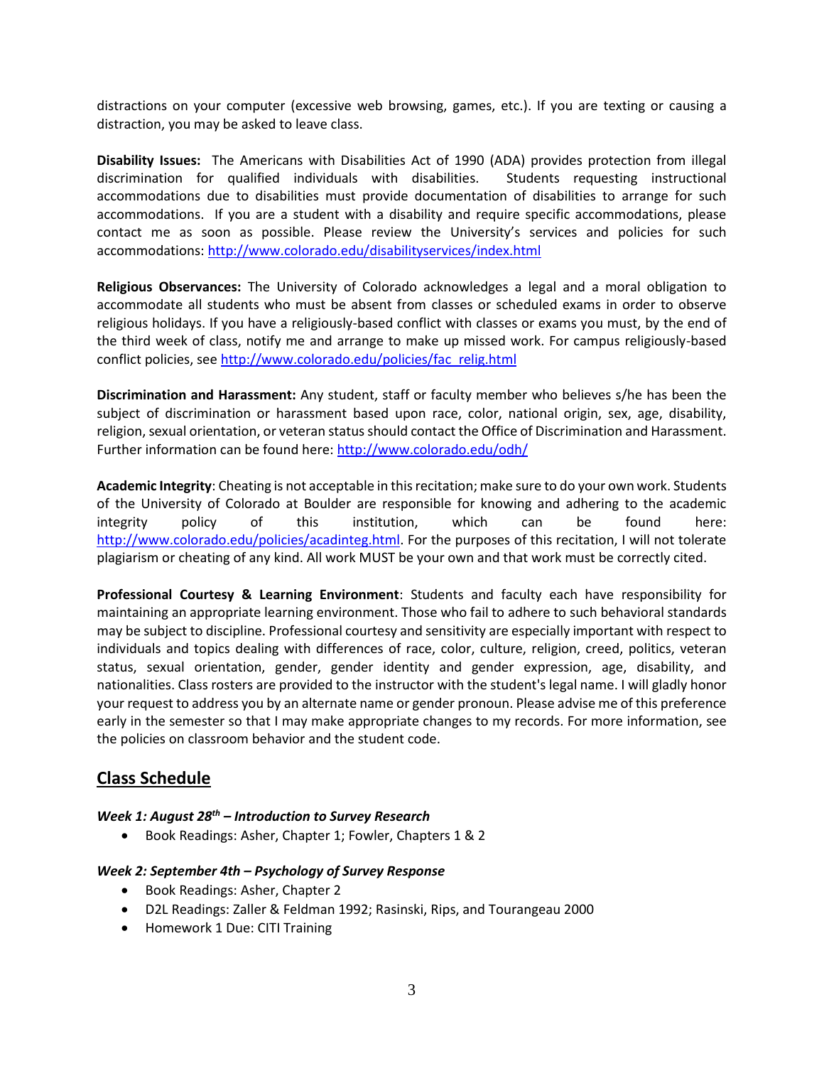distractions on your computer (excessive web browsing, games, etc.). If you are texting or causing a distraction, you may be asked to leave class.

**Disability Issues:** The Americans with Disabilities Act of 1990 (ADA) provides protection from illegal discrimination for qualified individuals with disabilities. Students requesting instructional accommodations due to disabilities must provide documentation of disabilities to arrange for such accommodations. If you are a student with a disability and require specific accommodations, please contact me as soon as possible. Please review the University's services and policies for such accommodations: http://www.colorado.edu/disabilityservices/index.html

**Religious Observances:** The University of Colorado acknowledges a legal and a moral obligation to accommodate all students who must be absent from classes or scheduled exams in order to observe religious holidays. If you have a religiously-based conflict with classes or exams you must, by the end of the third week of class, notify me and arrange to make up missed work. For campus religiously-based conflict policies, see http://www.colorado.edu/policies/fac_relig.html

**Discrimination and Harassment:** Any student, staff or faculty member who believes s/he has been the subject of discrimination or harassment based upon race, color, national origin, sex, age, disability, religion, sexual orientation, or veteran status should contact the Office of Discrimination and Harassment. Further information can be found here: http://www.colorado.edu/odh/

**Academic Integrity**: Cheating is not acceptable in this recitation; make sure to do your own work. Students of the University of Colorado at Boulder are responsible for knowing and adhering to the academic integrity policy of this institution, which can be found here: http://www.colorado.edu/policies/acadinteg.html. For the purposes of this recitation, I will not tolerate plagiarism or cheating of any kind. All work MUST be your own and that work must be correctly cited.

**Professional Courtesy & Learning Environment**: Students and faculty each have responsibility for maintaining an appropriate learning environment. Those who fail to adhere to such behavioral standards may be subject to discipline. Professional courtesy and sensitivity are especially important with respect to individuals and topics dealing with differences of race, color, culture, religion, creed, politics, veteran status, sexual orientation, gender, gender identity and gender expression, age, disability, and nationalities. Class rosters are provided to the instructor with the student's legal name. I will gladly honor your request to address you by an alternate name or gender pronoun. Please advise me of this preference early in the semester so that I may make appropriate changes to my records. For more information, see the policies on classroom behavior and the student code.

## Class Schedule

***Week 1: August 28th – Introduction to Survey Research***

- Book Readings: Asher, Chapter 1; Fowler, Chapters 1 & 2

***Week 2: September 4th – Psychology of Survey Response***

- Book Readings: Asher, Chapter 2
- D2L Readings: Zaller & Feldman 1992; Rasinski, Rips, and Tourangeau 2000
- Homework 1 Due: CITI Training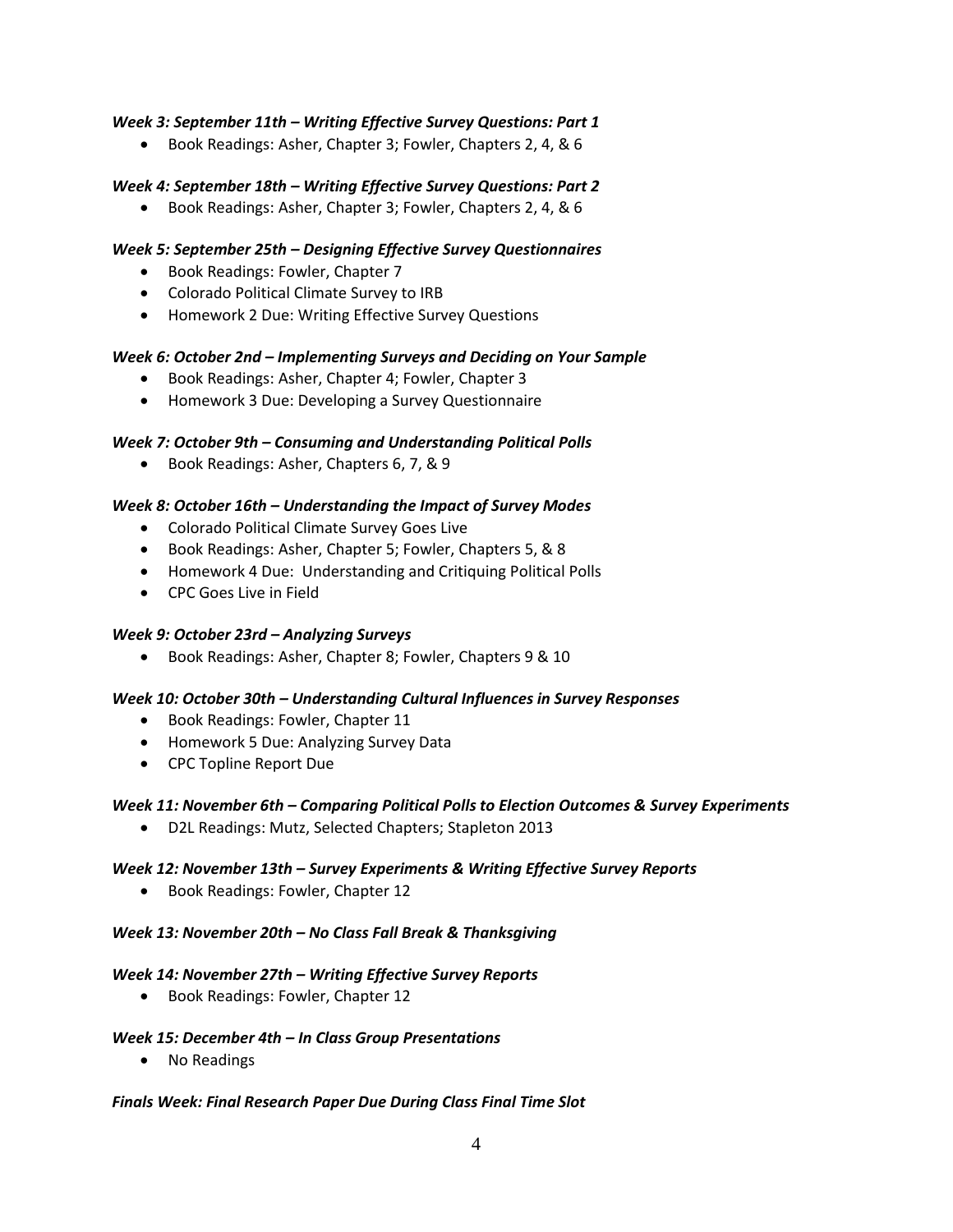***Week 3: September 11th – Writing Effective Survey Questions: Part 1***

- Book Readings: Asher, Chapter 3; Fowler, Chapters 2, 4, & 6

***Week 4: September 18th – Writing Effective Survey Questions: Part 2***

- Book Readings: Asher, Chapter 3; Fowler, Chapters 2, 4, & 6

***Week 5: September 25th – Designing Effective Survey Questionnaires***

- Book Readings: Fowler, Chapter 7
- Colorado Political Climate Survey to IRB
- Homework 2 Due: Writing Effective Survey Questions

***Week 6: October 2nd – Implementing Surveys and Deciding on Your Sample***

- Book Readings: Asher, Chapter 4; Fowler, Chapter 3
- Homework 3 Due: Developing a Survey Questionnaire

***Week 7: October 9th – Consuming and Understanding Political Polls***

- Book Readings: Asher, Chapters 6, 7, & 9

***Week 8: October 16th – Understanding the Impact of Survey Modes***

- Colorado Political Climate Survey Goes Live
- Book Readings: Asher, Chapter 5; Fowler, Chapters 5, & 8
- Homework 4 Due: Understanding and Critiquing Political Polls
- CPC Goes Live in Field

***Week 9: October 23rd – Analyzing Surveys***

- Book Readings: Asher, Chapter 8; Fowler, Chapters 9 & 10

***Week 10: October 30th – Understanding Cultural Influences in Survey Responses***

- Book Readings: Fowler, Chapter 11
- Homework 5 Due: Analyzing Survey Data
- CPC Topline Report Due

***Week 11: November 6th – Comparing Political Polls to Election Outcomes & Survey Experiments***

- D2L Readings: Mutz, Selected Chapters; Stapleton 2013

***Week 12: November 13th – Survey Experiments & Writing Effective Survey Reports***

- Book Readings: Fowler, Chapter 12

***Week 13: November 20th – No Class Fall Break & Thanksgiving***

***Week 14: November 27th – Writing Effective Survey Reports***

- Book Readings: Fowler, Chapter 12

***Week 15: December 4th – In Class Group Presentations***

- No Readings

***Finals Week: Final Research Paper Due During Class Final Time Slot***